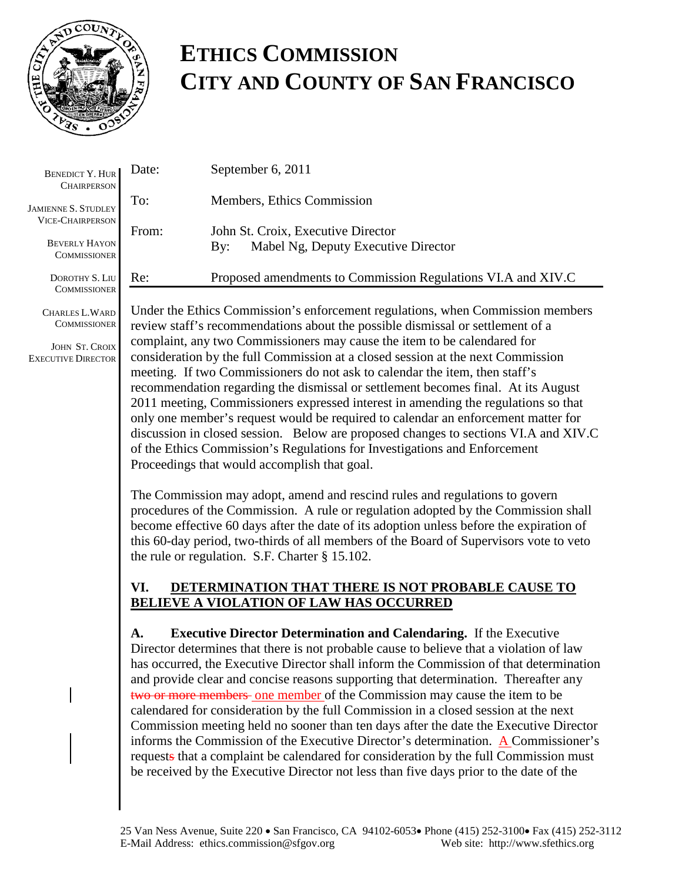# ETHICS COMMISSION
# CITY AND COUNTY OF SAN FRANCISCO

BENEDICT Y. HUR
CHAIRPERSON

JAMIENNE S. STUDLEY
VICE-CHAIRPERSON

BEVERLY HAYON
COMMISSIONER

DOROTHY S. LIU
COMMISSIONER

CHARLES L. WARD
COMMISSIONER

JOHN ST. CROIX
EXECUTIVE DIRECTOR

Date: September 6, 2011

To: Members, Ethics Commission

From: John St. Croix, Executive Director
By: Mabel Ng, Deputy Executive Director

Re: Proposed amendments to Commission Regulations VI.A and XIV.C

Under the Ethics Commission's enforcement regulations, when Commission members review staff's recommendations about the possible dismissal or settlement of a complaint, any two Commissioners may cause the item to be calendared for consideration by the full Commission at a closed session at the next Commission meeting. If two Commissioners do not ask to calendar the item, then staff's recommendation regarding the dismissal or settlement becomes final. At its August 2011 meeting, Commissioners expressed interest in amending the regulations so that only one member's request would be required to calendar an enforcement matter for discussion in closed session. Below are proposed changes to sections VI.A and XIV.C of the Ethics Commission's Regulations for Investigations and Enforcement Proceedings that would accomplish that goal.

The Commission may adopt, amend and rescind rules and regulations to govern procedures of the Commission. A rule or regulation adopted by the Commission shall become effective 60 days after the date of its adoption unless before the expiration of this 60-day period, two-thirds of all members of the Board of Supervisors vote to veto the rule or regulation. S.F. Charter § 15.102.

**VI. DETERMINATION THAT THERE IS NOT PROBABLE CAUSE TO BELIEVE A VIOLATION OF LAW HAS OCCURRED**

**A. Executive Director Determination and Calendaring.** If the Executive Director determines that there is not probable cause to believe that a violation of law has occurred, the Executive Director shall inform the Commission of that determination and provide clear and concise reasons supporting that determination. Thereafter any ~~two or more members~~ <u>one member</u> of the Commission may cause the item to be calendared for consideration by the full Commission in a closed session at the next Commission meeting held no sooner than ten days after the date the Executive Director informs the Commission of the Executive Director's determination. <u>A</u> Commissioner's request~~s~~ that a complaint be calendared for consideration by the full Commission must be received by the Executive Director not less than five days prior to the date of the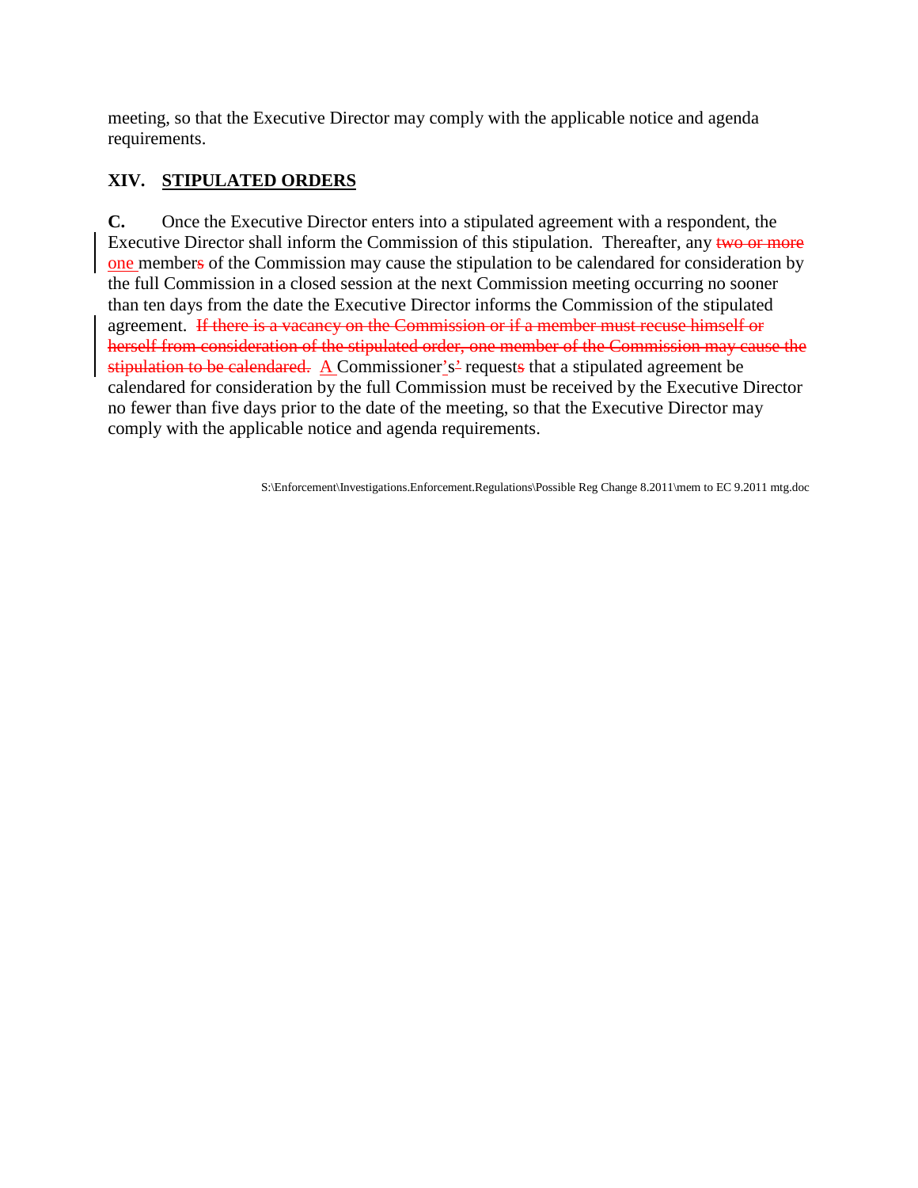meeting, so that the Executive Director may comply with the applicable notice and agenda requirements.

## XIV. STIPULATED ORDERS

**C.** Once the Executive Director enters into a stipulated agreement with a respondent, the Executive Director shall inform the Commission of this stipulation. Thereafter, any ~~two or more~~ one members~~s~~ of the Commission may cause the stipulation to be calendared for consideration by the full Commission in a closed session at the next Commission meeting occurring no sooner than ten days from the date the Executive Director informs the Commission of the stipulated agreement. ~~If there is a vacancy on the Commission or if a member must recuse himself or herself from consideration of the stipulated order, one member of the Commission may cause the stipulation to be calendared.~~ A Commissioner's~~'~~ request~~s~~ that a stipulated agreement be calendared for consideration by the full Commission must be received by the Executive Director no fewer than five days prior to the date of the meeting, so that the Executive Director may comply with the applicable notice and agenda requirements.

S:\Enforcement\Investigations.Enforcement.Regulations\Possible Reg Change 8.2011\mem to EC 9.2011 mtg.doc